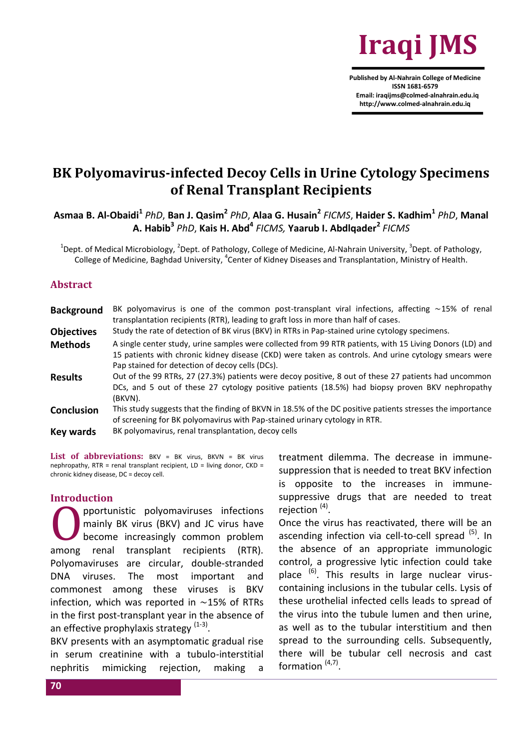# BK Polyomavirus-infected Decoy Cells in Urine Cytology Specimens of Renal Transplant Recipients

**Asmaa B. Al-Obaidi**[1] *PhD*, **Ban J. Qasim**[2] *PhD*, **Alaa G. Husain**[2] *FICMS*, **Haider S. Kadhim**[1] *PhD*, **Manal A. Habib**[3] *PhD*, **Kais H. Abd**[4] *FICMS,* **Yaarub I. Abdlqader**[2] *FICMS*

[1]Dept. of Medical Microbiology, [2]Dept. of Pathology, College of Medicine, Al-Nahrain University, [3]Dept. of Pathology, College of Medicine, Baghdad University, [4]Center of Kidney Diseases and Transplantation, Ministry of Health.

## Abstract

**Background** BK polyomavirus is one of the common post-transplant viral infections, affecting ~15% of renal transplantation recipients (RTR), leading to graft loss in more than half of cases.

**Objectives** Study the rate of detection of BK virus (BKV) in RTRs in Pap-stained urine cytology specimens.

**Methods** A single center study, urine samples were collected from 99 RTR patients, with 15 Living Donors (LD) and 15 patients with chronic kidney disease (CKD) were taken as controls. And urine cytology smears were Pap stained for detection of decoy cells (DCs).

**Results** Out of the 99 RTRs, 27 (27.3%) patients were decoy positive, 8 out of these 27 patients had uncommon DCs, and 5 out of these 27 cytology positive patients (18.5%) had biopsy proven BKV nephropathy (BKVN).

**Conclusion** This study suggests that the finding of BKVN in 18.5% of the DC positive patients stresses the importance of screening for BK polyomavirus with Pap-stained urinary cytology in RTR.

**Key wards** BK polyomavirus, renal transplantation, decoy cells

**List of abbreviations:** BKV = BK virus, BKVN = BK virus nephropathy, RTR = renal transplant recipient, LD = living donor, CKD = chronic kidney disease, DC = decoy cell.

## Introduction

Opportunistic polyomaviruses infections mainly BK virus (BKV) and JC virus have become increasingly common problem among renal transplant recipients (RTR). Polyomaviruses are circular, double-stranded DNA viruses. The most important and commonest among these viruses is BKV infection, which was reported in ~15% of RTRs in the first post-transplant year in the absence of an effective prophylaxis strategy [1-3].

BKV presents with an asymptomatic gradual rise in serum creatinine with a tubulo-interstitial nephritis mimicking rejection, making a treatment dilemma. The decrease in immune-suppression that is needed to treat BKV infection is opposite to the increases in immune-suppressive drugs that are needed to treat rejection [4].

Once the virus has reactivated, there will be an ascending infection via cell-to-cell spread [5]. In the absence of an appropriate immunologic control, a progressive lytic infection could take place [6]. This results in large nuclear virus-containing inclusions in the tubular cells. Lysis of these urothelial infected cells leads to spread of the virus into the tubule lumen and then urine, as well as to the tubular interstitium and then spread to the surrounding cells. Subsequently, there will be tubular cell necrosis and cast formation [4,7].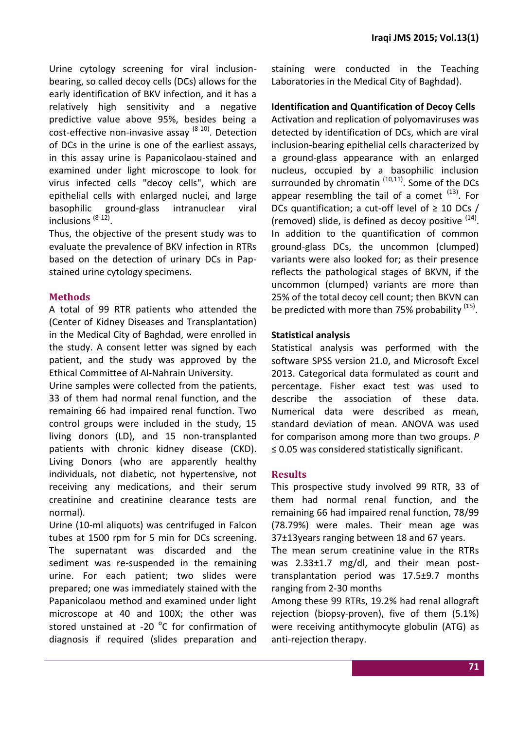Urine cytology screening for viral inclusion-bearing, so called decoy cells (DCs) allows for the early identification of BKV infection, and it has a relatively high sensitivity and a negative predictive value above 95%, besides being a cost-effective non-invasive assay [8-10]. Detection of DCs in the urine is one of the earliest assays, in this assay urine is Papanicolaou-stained and examined under light microscope to look for virus infected cells "decoy cells", which are epithelial cells with enlarged nuclei, and large basophilic ground-glass intranuclear viral inclusions [8-12].

Thus, the objective of the present study was to evaluate the prevalence of BKV infection in RTRs based on the detection of urinary DCs in Pap-stained urine cytology specimens.

## Methods

A total of 99 RTR patients who attended the (Center of Kidney Diseases and Transplantation) in the Medical City of Baghdad, were enrolled in the study. A consent letter was signed by each patient, and the study was approved by the Ethical Committee of Al-Nahrain University.

Urine samples were collected from the patients, 33 of them had normal renal function, and the remaining 66 had impaired renal function. Two control groups were included in the study, 15 living donors (LD), and 15 non-transplanted patients with chronic kidney disease (CKD). Living Donors (who are apparently healthy individuals, not diabetic, not hypertensive, not receiving any medications, and their serum creatinine and creatinine clearance tests are normal).

Urine (10-ml aliquots) was centrifuged in Falcon tubes at 1500 rpm for 5 min for DCs screening. The supernatant was discarded and the sediment was re-suspended in the remaining urine. For each patient; two slides were prepared; one was immediately stained with the Papanicolaou method and examined under light microscope at 40 and 100X; the other was stored unstained at -20 $^{o}$C for confirmation of diagnosis if required (slides preparation and staining were conducted in the Teaching Laboratories in the Medical City of Baghdad).

**Identification and Quantification of Decoy Cells**

Activation and replication of polyomaviruses was detected by identification of DCs, which are viral inclusion-bearing epithelial cells characterized by a ground-glass appearance with an enlarged nucleus, occupied by a basophilic inclusion surrounded by chromatin [10,11]. Some of the DCs appear resembling the tail of a comet [13]. For DCs quantification; a cut-off level of ≥ 10 DCs / (removed) slide, is defined as decoy positive [14]. In addition to the quantification of common ground-glass DCs, the uncommon (clumped) variants were also looked for; as their presence reflects the pathological stages of BKVN, if the uncommon (clumped) variants are more than 25% of the total decoy cell count; then BKVN can be predicted with more than 75% probability [15].

**Statistical analysis**

Statistical analysis was performed with the software SPSS version 21.0, and Microsoft Excel 2013. Categorical data formulated as count and percentage. Fisher exact test was used to describe the association of these data. Numerical data were described as mean, standard deviation of mean. ANOVA was used for comparison among more than two groups. $P \leq 0.05$ was considered statistically significant.

## Results

This prospective study involved 99 RTR, 33 of them had normal renal function, and the remaining 66 had impaired renal function, 78/99 (78.79%) were males. Their mean age was 37±13years ranging between 18 and 67 years.

The mean serum creatinine value in the RTRs was 2.33±1.7 mg/dl, and their mean post-transplantation period was 17.5±9.7 months ranging from 2-30 months

Among these 99 RTRs, 19.2% had renal allograft rejection (biopsy-proven), five of them (5.1%) were receiving antithymocyte globulin (ATG) as anti-rejection therapy.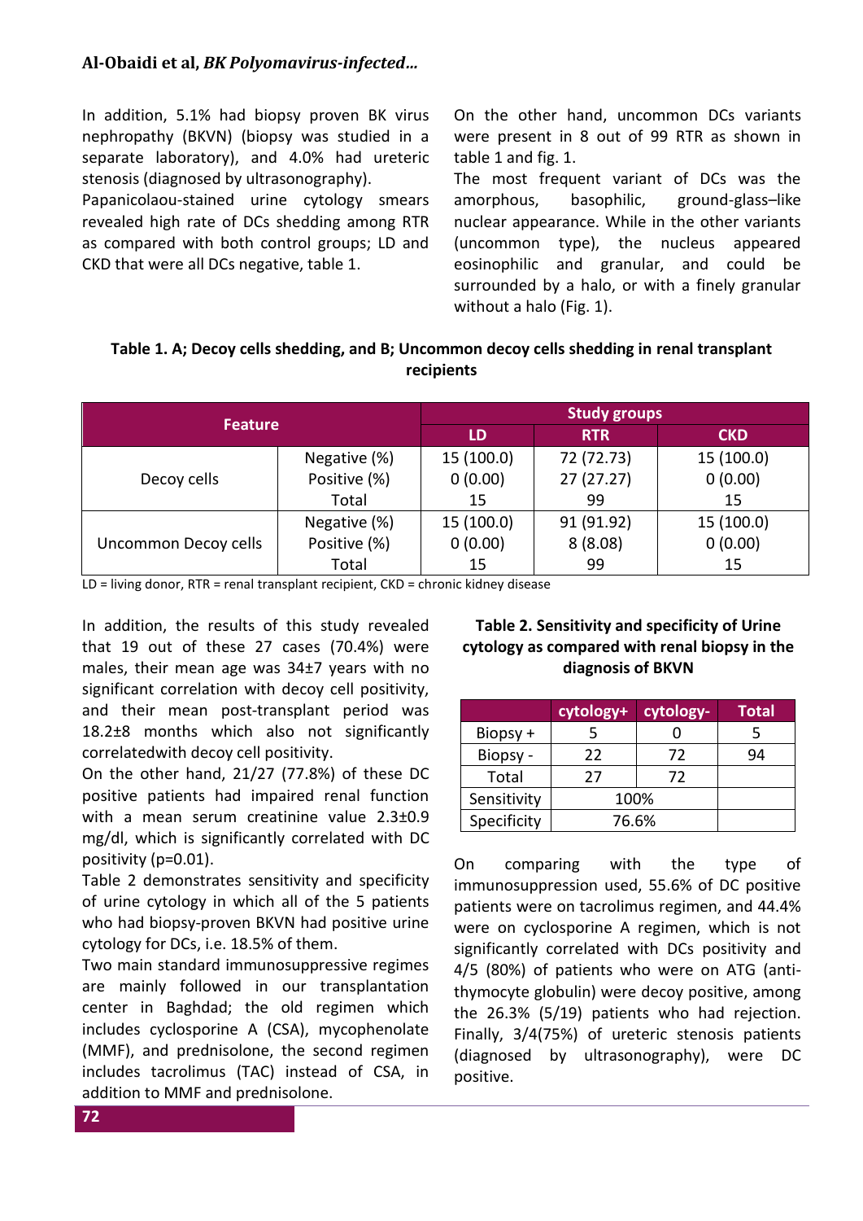In addition, 5.1% had biopsy proven BK virus nephropathy (BKVN) (biopsy was studied in a separate laboratory), and 4.0% had ureteric stenosis (diagnosed by ultrasonography).

Papanicolaou-stained urine cytology smears revealed high rate of DCs shedding among RTR as compared with both control groups; LD and CKD that were all DCs negative, table 1.

On the other hand, uncommon DCs variants were present in 8 out of 99 RTR as shown in table 1 and fig. 1.

The most frequent variant of DCs was the amorphous, basophilic, ground-glass–like nuclear appearance. While in the other variants (uncommon type), the nucleus appeared eosinophilic and granular, and could be surrounded by a halo, or with a finely granular without a halo (Fig. 1).

**Table 1. A; Decoy cells shedding, and B; Uncommon decoy cells shedding in renal transplant recipients**

| Feature | | Study groups | | |
|---|---|---|---|---|
| | | LD | RTR | CKD |
| Decoy cells | Negative (%) | 15 (100.0) | 72 (72.73) | 15 (100.0) |
| | Positive (%) | 0 (0.00) | 27 (27.27) | 0 (0.00) |
| | Total | 15 | 99 | 15 |
| Uncommon Decoy cells | Negative (%) | 15 (100.0) | 91 (91.92) | 15 (100.0) |
| | Positive (%) | 0 (0.00) | 8 (8.08) | 0 (0.00) |
| | Total | 15 | 99 | 15 |

LD = living donor, RTR = renal transplant recipient, CKD = chronic kidney disease

In addition, the results of this study revealed that 19 out of these 27 cases (70.4%) were males, their mean age was 34±7 years with no significant correlation with decoy cell positivity, and their mean post-transplant period was 18.2±8 months which also not significantly correlatedwith decoy cell positivity.

On the other hand, 21/27 (77.8%) of these DC positive patients had impaired renal function with a mean serum creatinine value 2.3±0.9 mg/dl, which is significantly correlated with DC positivity ($p=0.01$).

Table 2 demonstrates sensitivity and specificity of urine cytology in which all of the 5 patients who had biopsy-proven BKVN had positive urine cytology for DCs, i.e. 18.5% of them.

Two main standard immunosuppressive regimes are mainly followed in our transplantation center in Baghdad; the old regimen which includes cyclosporine A (CSA), mycophenolate (MMF), and prednisolone, the second regimen includes tacrolimus (TAC) instead of CSA, in addition to MMF and prednisolone.

**Table 2. Sensitivity and specificity of Urine cytology as compared with renal biopsy in the diagnosis of BKVN**

| | cytology+ | cytology- | Total |
|---|---|---|---|
| Biopsy + | 5 | 0 | 5 |
| Biopsy - | 22 | 72 | 94 |
| Total | 27 | 72 | |
| Sensitivity | 100% | | |
| Specificity | 76.6% | | |

On comparing with the type of immunosuppression used, 55.6% of DC positive patients were on tacrolimus regimen, and 44.4% were on cyclosporine A regimen, which is not significantly correlated with DCs positivity and 4/5 (80%) of patients who were on ATG (anti-thymocyte globulin) were decoy positive, among the 26.3% (5/19) patients who had rejection. Finally, 3/4(75%) of ureteric stenosis patients (diagnosed by ultrasonography), were DC positive.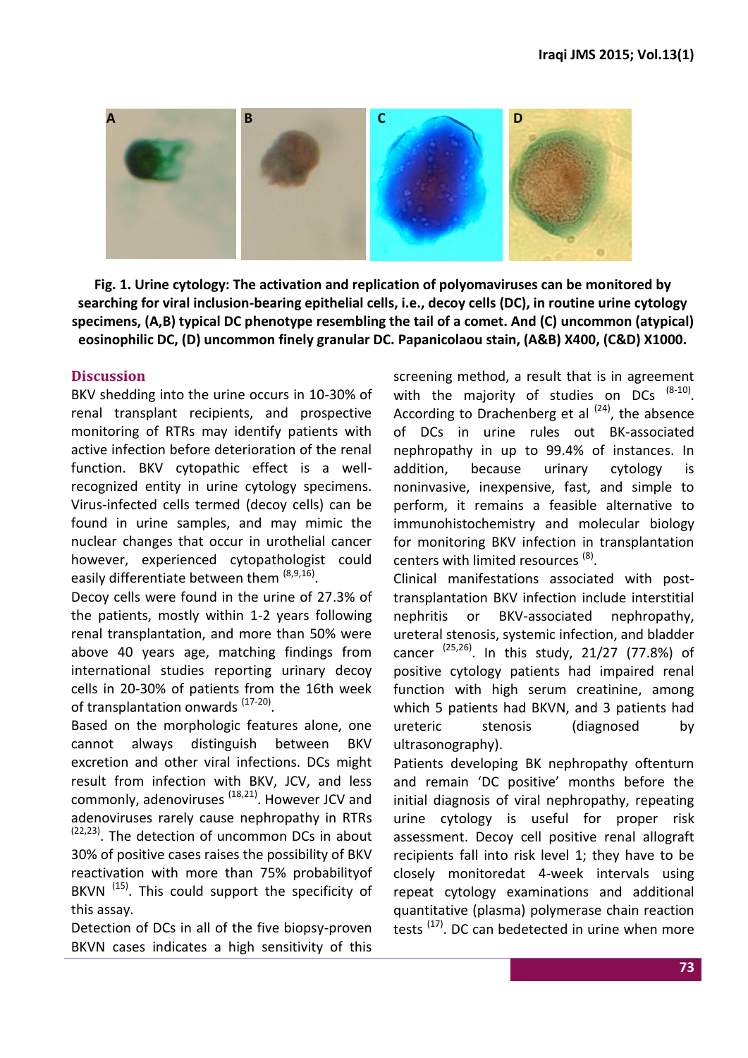**Fig. 1. Urine cytology: The activation and replication of polyomaviruses can be monitored by searching for viral inclusion-bearing epithelial cells, i.e., decoy cells (DC), in routine urine cytology specimens, (A,B) typical DC phenotype resembling the tail of a comet. And (C) uncommon (atypical) eosinophilic DC, (D) uncommon finely granular DC. Papanicolaou stain, (A&B) X400, (C&D) X1000.**

## Discussion

BKV shedding into the urine occurs in 10-30% of renal transplant recipients, and prospective monitoring of RTRs may identify patients with active infection before deterioration of the renal function. BKV cytopathic effect is a well-recognized entity in urine cytology specimens. Virus-infected cells termed (decoy cells) can be found in urine samples, and may mimic the nuclear changes that occur in urothelial cancer however, experienced cytopathologist could easily differentiate between them [8,9,16].

Decoy cells were found in the urine of 27.3% of the patients, mostly within 1-2 years following renal transplantation, and more than 50% were above 40 years age, matching findings from international studies reporting urinary decoy cells in 20-30% of patients from the 16th week of transplantation onwards [17-20].

Based on the morphologic features alone, one cannot always distinguish between BKV excretion and other viral infections. DCs might result from infection with BKV, JCV, and less commonly, adenoviruses [18,21]. However JCV and adenoviruses rarely cause nephropathy in RTRs [22,23]. The detection of uncommon DCs in about 30% of positive cases raises the possibility of BKV reactivation with more than 75% probabilityof BKVN [15]. This could support the specificity of this assay.

Detection of DCs in all of the five biopsy-proven BKVN cases indicates a high sensitivity of this screening method, a result that is in agreement with the majority of studies on DCs [8-10]. According to Drachenberg et al [24], the absence of DCs in urine rules out BK-associated nephropathy in up to 99.4% of instances. In addition, because urinary cytology is noninvasive, inexpensive, fast, and simple to perform, it remains a feasible alternative to immunohistochemistry and molecular biology for monitoring BKV infection in transplantation centers with limited resources [8].

Clinical manifestations associated with post-transplantation BKV infection include interstitial nephritis or BKV-associated nephropathy, ureteral stenosis, systemic infection, and bladder cancer [25,26]. In this study, 21/27 (77.8%) of positive cytology patients had impaired renal function with high serum creatinine, among which 5 patients had BKVN, and 3 patients had ureteric stenosis (diagnosed by ultrasonography).

Patients developing BK nephropathy oftenturn and remain 'DC positive' months before the initial diagnosis of viral nephropathy, repeating urine cytology is useful for proper risk assessment. Decoy cell positive renal allograft recipients fall into risk level 1; they have to be closely monitoredat 4-week intervals using repeat cytology examinations and additional quantitative (plasma) polymerase chain reaction tests [17]. DC can bedetected in urine when more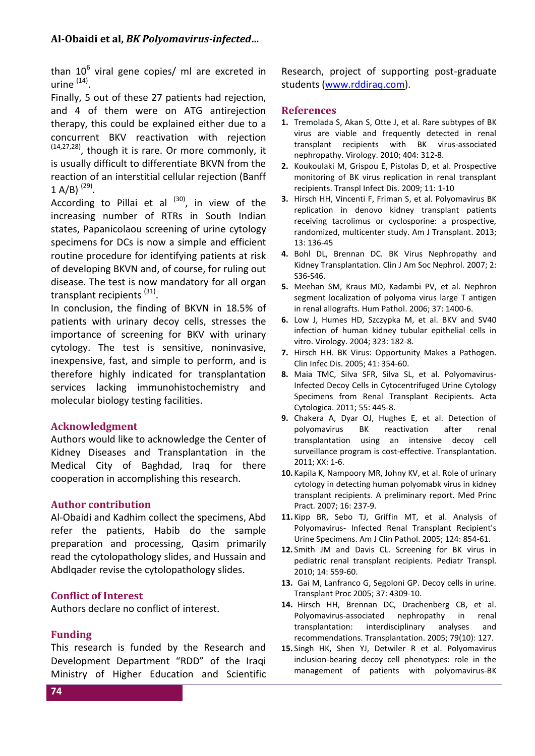than $10^6$ viral gene copies/ ml are excreted in urine [14].

Finally, 5 out of these 27 patients had rejection, and 4 of them were on ATG antirejection therapy, this could be explained either due to a concurrent BKV reactivation with rejection [14,27,28], though it is rare. Or more commonly, it is usually difficult to differentiate BKVN from the reaction of an interstitial cellular rejection (Banff 1 A/B) [29].

According to Pillai et al [30], in view of the increasing number of RTRs in South Indian states, Papanicolaou screening of urine cytology specimens for DCs is now a simple and efficient routine procedure for identifying patients at risk of developing BKVN and, of course, for ruling out disease. The test is now mandatory for all organ transplant recipients [31].

In conclusion, the finding of BKVN in 18.5% of patients with urinary decoy cells, stresses the importance of screening for BKV with urinary cytology. The test is sensitive, noninvasive, inexpensive, fast, and simple to perform, and is therefore highly indicated for transplantation services lacking immunohistochemistry and molecular biology testing facilities.

## Acknowledgment

Authors would like to acknowledge the Center of Kidney Diseases and Transplantation in the Medical City of Baghdad, Iraq for there cooperation in accomplishing this research.

## Author contribution

Al-Obaidi and Kadhim collect the specimens, Abd refer the patients, Habib do the sample preparation and processing, Qasim primarily read the cytopathology slides, and Hussain and Abdlqader revise the cytopathology slides.

## Conflict of Interest

Authors declare no conflict of interest.

## Funding

This research is funded by the Research and Development Department "RDD" of the Iraqi Ministry of Higher Education and Scientific Research, project of supporting post-graduate students (www.rddiraq.com).

## References

1. Tremolada S, Akan S, Otte J, et al. Rare subtypes of BK virus are viable and frequently detected in renal transplant recipients with BK virus-associated nephropathy. Virology. 2010; 404: 312-8.
2. Koukoulaki M, Grispou E, Pistolas D, et al. Prospective monitoring of BK virus replication in renal transplant recipients. Transpl Infect Dis. 2009; 11: 1-10
3. Hirsch HH, Vincenti F, Friman S, et al. Polyomavirus BK replication in denovo kidney transplant patients receiving tacrolimus or cyclosporine: a prospective, randomized, multicenter study. Am J Transplant. 2013; 13: 136-45
4. Bohl DL, Brennan DC. BK Virus Nephropathy and Kidney Transplantation. Clin J Am Soc Nephrol. 2007; 2: S36-S46.
5. Meehan SM, Kraus MD, Kadambi PV, et al. Nephron segment localization of polyoma virus large T antigen in renal allografts. Hum Pathol. 2006; 37: 1400-6.
6. Low J, Humes HD, Szczypka M, et al. BKV and SV40 infection of human kidney tubular epithelial cells in vitro. Virology. 2004; 323: 182-8.
7. Hirsch HH. BK Virus: Opportunity Makes a Pathogen. Clin Infec Dis. 2005; 41: 354-60.
8. Maia TMC, Silva SFR, Silva SL, et al. Polyomavirus-Infected Decoy Cells in Cytocentrifuged Urine Cytology Specimens from Renal Transplant Recipients. Acta Cytologica. 2011; 55: 445-8.
9. Chakera A, Dyar OJ, Hughes E, et al. Detection of polyomavirus BK reactivation after renal transplantation using an intensive decoy cell surveillance program is cost-effective. Transplantation. 2011; XX: 1-6.
10. Kapila K, Nampoory MR, Johny KV, et al. Role of urinary cytology in detecting human polyomabk virus in kidney transplant recipients. A preliminary report. Med Princ Pract. 2007; 16: 237-9.
11. Kipp BR, Sebo TJ, Griffin MT, et al. Analysis of Polyomavirus- Infected Renal Transplant Recipient's Urine Specimens. Am J Clin Pathol. 2005; 124: 854-61.
12. Smith JM and Davis CL. Screening for BK virus in pediatric renal transplant recipients. Pediatr Transpl. 2010; 14: 559-60.
13. Gai M, Lanfranco G, Segoloni GP. Decoy cells in urine. Transplant Proc 2005; 37: 4309-10.
14. Hirsch HH, Brennan DC, Drachenberg CB, et al. Polyomavirus-associated nephropathy in renal transplantation: interdisciplinary analyses and recommendations. Transplantation. 2005; 79(10): 127.
15. Singh HK, Shen YJ, Detwiler R et al. Polyomavirus inclusion-bearing decoy cell phenotypes: role in the management of patients with polyomavirus-BK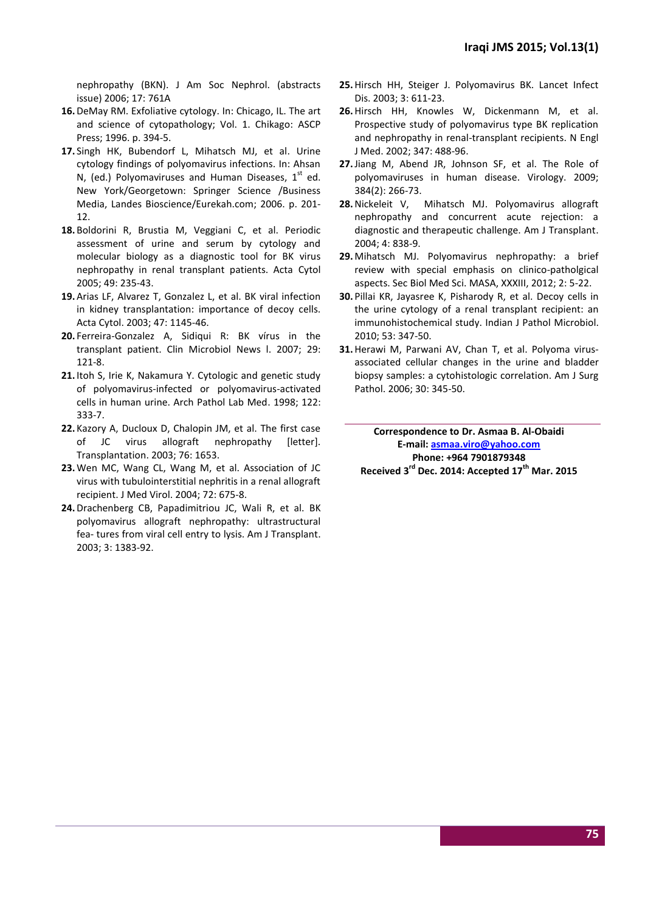nephropathy (BKN). J Am Soc Nephrol. (abstracts issue) 2006; 17: 761A

16. DeMay RM. Exfoliative cytology. In: Chicago, IL. The art and science of cytopathology; Vol. 1. Chikago: ASCP Press; 1996. p. 394-5.
17. Singh HK, Bubendorf L, Mihatsch MJ, et al. Urine cytology findings of polyomavirus infections. In: Ahsan N, (ed.) Polyomaviruses and Human Diseases, 1st ed. New York/Georgetown: Springer Science /Business Media, Landes Bioscience/Eurekah.com; 2006. p. 201-12.
18. Boldorini R, Brustia M, Veggiani C, et al. Periodic assessment of urine and serum by cytology and molecular biology as a diagnostic tool for BK virus nephropathy in renal transplant patients. Acta Cytol 2005; 49: 235-43.
19. Arias LF, Alvarez T, Gonzalez L, et al. BK viral infection in kidney transplantation: importance of decoy cells. Acta Cytol. 2003; 47: 1145-46.
20. Ferreira-Gonzalez A, Sidiqui R: BK vírus in the transplant patient. Clin Microbiol News l. 2007; 29: 121-8.
21. Itoh S, Irie K, Nakamura Y. Cytologic and genetic study of polyomavirus-infected or polyomavirus-activated cells in human urine. Arch Pathol Lab Med. 1998; 122: 333-7.
22. Kazory A, Ducloux D, Chalopin JM, et al. The first case of JC virus allograft nephropathy [letter]. Transplantation. 2003; 76: 1653.
23. Wen MC, Wang CL, Wang M, et al. Association of JC virus with tubulointerstitial nephritis in a renal allograft recipient. J Med Virol. 2004; 72: 675-8.
24. Drachenberg CB, Papadimitriou JC, Wali R, et al. BK polyomavirus allograft nephropathy: ultrastructural fea- tures from viral cell entry to lysis. Am J Transplant. 2003; 3: 1383-92.
25. Hirsch HH, Steiger J. Polyomavirus BK. Lancet Infect Dis. 2003; 3: 611-23.
26. Hirsch HH, Knowles W, Dickenmann M, et al. Prospective study of polyomavirus type BK replication and nephropathy in renal-transplant recipients. N Engl J Med. 2002; 347: 488-96.
27. Jiang M, Abend JR, Johnson SF, et al. The Role of polyomaviruses in human disease. Virology. 2009; 384(2): 266-73.
28. Nickeleit V, Mihatsch MJ. Polyomavirus allograft nephropathy and concurrent acute rejection: a diagnostic and therapeutic challenge. Am J Transplant. 2004; 4: 838-9.
29. Mihatsch MJ. Polyomavirus nephropathy: a brief review with special emphasis on clinico-patholgical aspects. Sec Biol Med Sci. MASA, XXXIII, 2012; 2: 5-22.
30. Pillai KR, Jayasree K, Pisharody R, et al. Decoy cells in the urine cytology of a renal transplant recipient: an immunohistochemical study. Indian J Pathol Microbiol. 2010; 53: 347-50.
31. Herawi M, Parwani AV, Chan T, et al. Polyoma virus-associated cellular changes in the urine and bladder biopsy samples: a cytohistologic correlation. Am J Surg Pathol. 2006; 30: 345-50.

---

**Correspondence to Dr. Asmaa B. Al-Obaidi**
**E-mail: asmaa.viro@yahoo.com**
**Phone: +964 7901879348**
**Received 3rd Dec. 2014: Accepted 17th Mar. 2015**